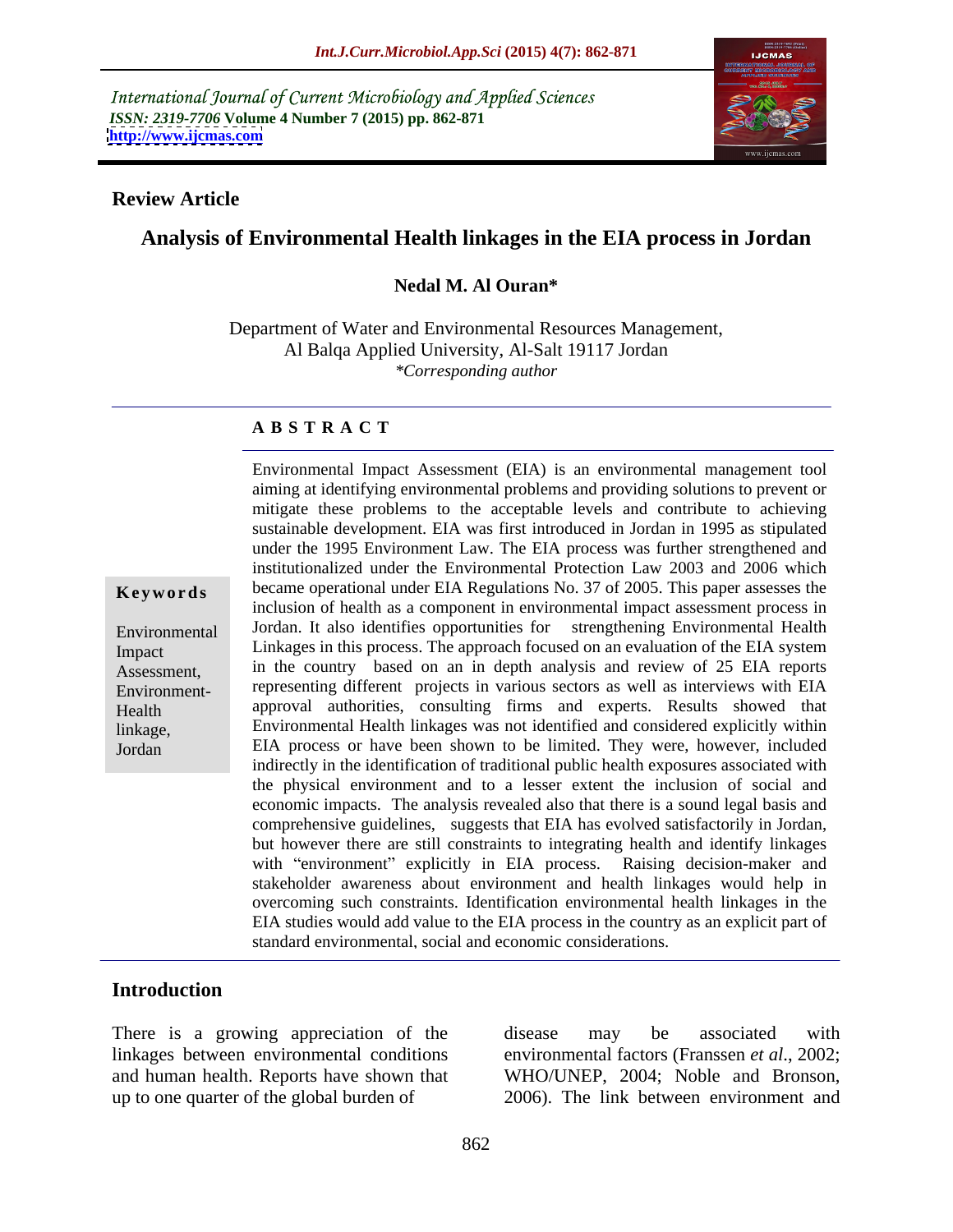International Journal of Current Microbiology and Applied Sciences
*ISSN: 2319-7706* **Volume 4 Number 7 (2015) pp. 862-871**
**http://www.ijcmas.com**

**Review Article**

# Analysis of Environmental Health linkages in the EIA process in Jordan

**Nedal M. Al Ouran***

Department of Water and Environmental Resources Management, Al Balqa Applied University, Al-Salt 19117 Jordan
*\*Corresponding author*

## ABSTRACT

**Keywords**

Environmental Impact Assessment, Environment-Health linkage, Jordan

Environmental Impact Assessment (EIA) is an environmental management tool aiming at identifying environmental problems and providing solutions to prevent or mitigate these problems to the acceptable levels and contribute to achieving sustainable development. EIA was first introduced in Jordan in 1995 as stipulated under the 1995 Environment Law. The EIA process was further strengthened and institutionalized under the Environmental Protection Law 2003 and 2006 which became operational under EIA Regulations No. 37 of 2005. This paper assesses the inclusion of health as a component in environmental impact assessment process in Jordan. It also identifies opportunities for strengthening Environmental Health Linkages in this process. The approach focused on an evaluation of the EIA system in the country based on an in depth analysis and review of 25 EIA reports representing different projects in various sectors as well as interviews with EIA approval authorities, consulting firms and experts. Results showed that Environmental Health linkages was not identified and considered explicitly within EIA process or have been shown to be limited. They were, however, included indirectly in the identification of traditional public health exposures associated with the physical environment and to a lesser extent the inclusion of social and economic impacts. The analysis revealed also that there is a sound legal basis and comprehensive guidelines, suggests that EIA has evolved satisfactorily in Jordan, but however there are still constraints to integrating health and identify linkages with "environment" explicitly in EIA process. Raising decision-maker and stakeholder awareness about environment and health linkages would help in overcoming such constraints. Identification environmental health linkages in the EIA studies would add value to the EIA process in the country as an explicit part of standard environmental, social and economic considerations.

## Introduction

There is a growing appreciation of the linkages between environmental conditions and human health. Reports have shown that up to one quarter of the global burden of disease may be associated with environmental factors (Franssen *et al.*, 2002; WHO/UNEP, 2004; Noble and Bronson, 2006). The link between environment and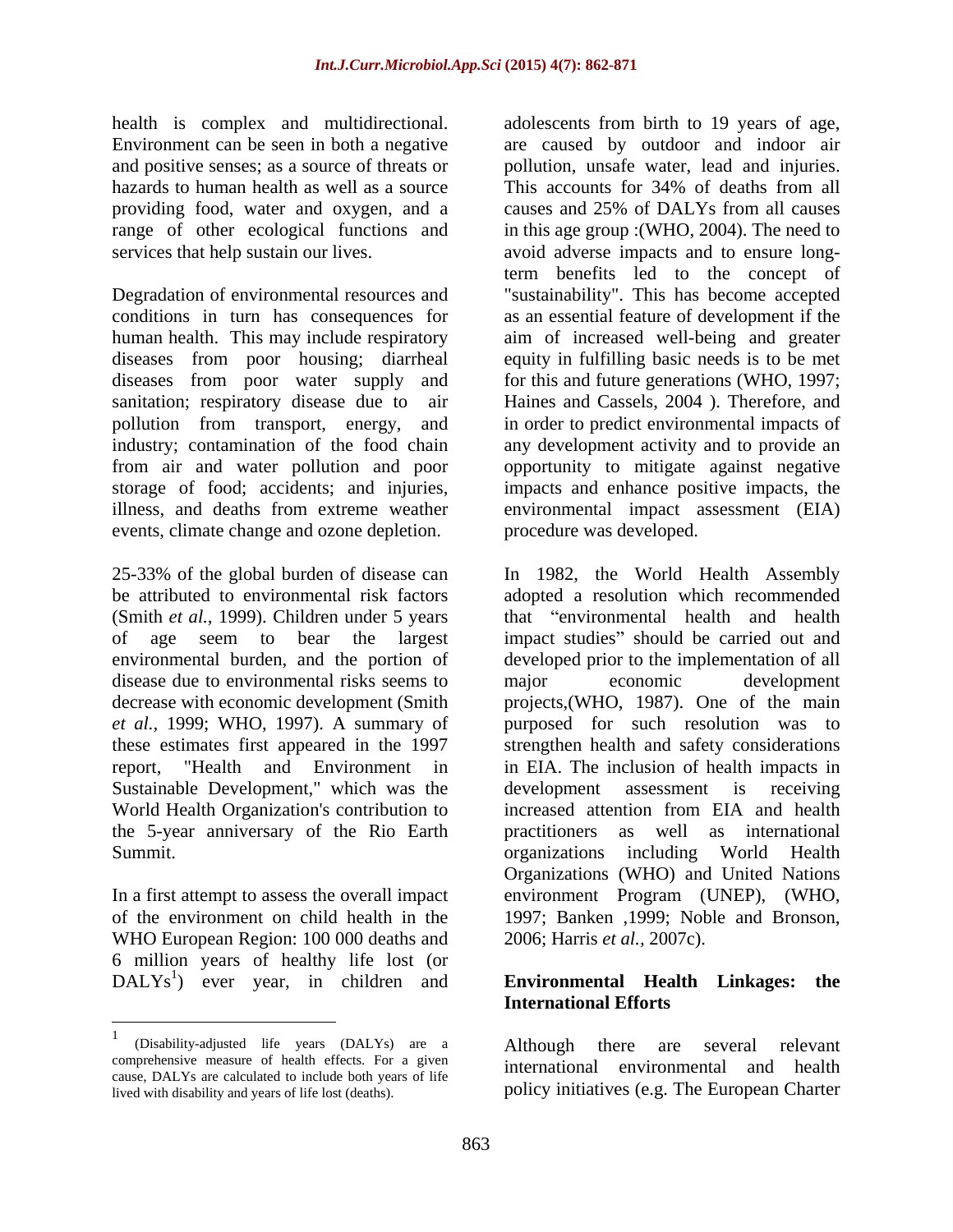health is complex and multidirectional. Environment can be seen in both a negative and positive senses; as a source of threats or hazards to human health as well as a source providing food, water and oxygen, and a range of other ecological functions and services that help sustain our lives.

Degradation of environmental resources and conditions in turn has consequences for human health. This may include respiratory diseases from poor housing; diarrheal diseases from poor water supply and sanitation; respiratory disease due to air pollution from transport, energy, and industry; contamination of the food chain from air and water pollution and poor storage of food; accidents; and injuries, illness, and deaths from extreme weather events, climate change and ozone depletion.

25-33% of the global burden of disease can be attributed to environmental risk factors (Smith *et al.,* 1999). Children under 5 years of age seem to bear the largest environmental burden, and the portion of disease due to environmental risks seems to decrease with economic development (Smith *et al.,* 1999; WHO, 1997). A summary of these estimates first appeared in the 1997 report, "Health and Environment in Sustainable Development," which was the World Health Organization's contribution to the 5-year anniversary of the Rio Earth Summit.

In a first attempt to assess the overall impact of the environment on child health in the WHO European Region: 100 000 deaths and 6 million years of healthy life lost (or DALYs[1]) ever year, in children and adolescents from birth to 19 years of age, are caused by outdoor and indoor air pollution, unsafe water, lead and injuries. This accounts for 34% of deaths from all causes and 25% of DALYs from all causes in this age group :(WHO, 2004). The need to avoid adverse impacts and to ensure long-term benefits led to the concept of "sustainability". This has become accepted as an essential feature of development if the aim of increased well-being and greater equity in fulfilling basic needs is to be met for this and future generations (WHO, 1997; Haines and Cassels, 2004 ). Therefore, and in order to predict environmental impacts of any development activity and to provide an opportunity to mitigate against negative impacts and enhance positive impacts, the environmental impact assessment (EIA) procedure was developed.

In 1982, the World Health Assembly adopted a resolution which recommended that "environmental health and health impact studies" should be carried out and developed prior to the implementation of all major economic development projects,(WHO, 1987). One of the main purposed for such resolution was to strengthen health and safety considerations in EIA. The inclusion of health impacts in development assessment is receiving increased attention from EIA and health practitioners as well as international organizations including World Health Organizations (WHO) and United Nations environment Program (UNEP), (WHO, 1997; Banken ,1999; Noble and Bronson, 2006; Harris *et al.,* 2007c).

## Environmental Health Linkages: the International Efforts

Although there are several relevant international environmental and health policy initiatives (e.g. The European Charter

[1] (Disability-adjusted life years (DALYs) are a comprehensive measure of health effects. For a given cause, DALYs are calculated to include both years of life lived with disability and years of life lost (deaths).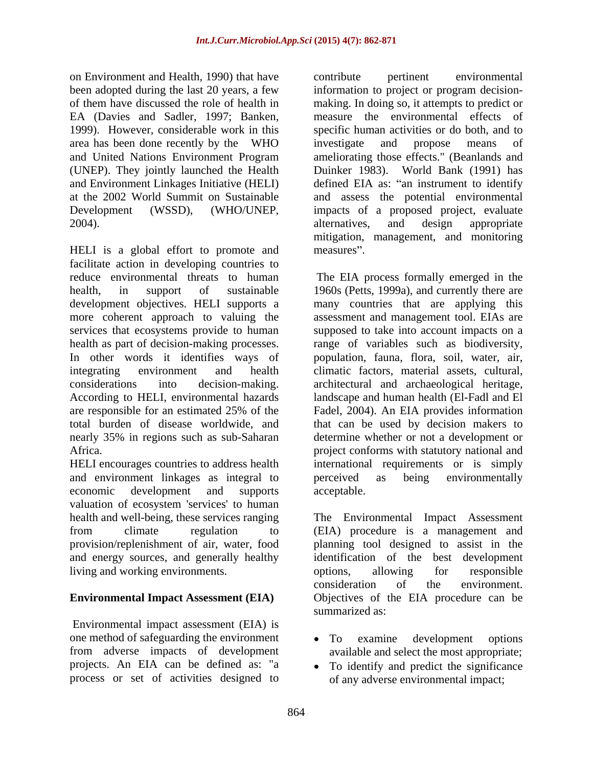on Environment and Health, 1990) that have been adopted during the last 20 years, a few of them have discussed the role of health in EA (Davies and Sadler, 1997; Banken, 1999). However, considerable work in this area has been done recently by the WHO and United Nations Environment Program (UNEP). They jointly launched the Health and Environment Linkages Initiative (HELI) at the 2002 World Summit on Sustainable Development (WSSD), (WHO/UNEP, 2004).

HELI is a global effort to promote and facilitate action in developing countries to reduce environmental threats to human health, in support of sustainable development objectives. HELI supports a more coherent approach to valuing the services that ecosystems provide to human health as part of decision-making processes. In other words it identifies ways of integrating environment and health considerations into decision-making. According to HELI, environmental hazards are responsible for an estimated 25% of the total burden of disease worldwide, and nearly 35% in regions such as sub-Saharan Africa.

HELI encourages countries to address health and environment linkages as integral to economic development and supports valuation of ecosystem 'services' to human health and well-being, these services ranging from climate regulation to provision/replenishment of air, water, food and energy sources, and generally healthy living and working environments.

## Environmental Impact Assessment (EIA)

Environmental impact assessment (EIA) is one method of safeguarding the environment from adverse impacts of development projects. An EIA can be defined as: "a process or set of activities designed to contribute pertinent environmental information to project or program decision-making. In doing so, it attempts to predict or measure the environmental effects of specific human activities or do both, and to investigate and propose means of ameliorating those effects." (Beanlands and Duinker 1983). World Bank (1991) has defined EIA as: "an instrument to identify and assess the potential environmental impacts of a proposed project, evaluate alternatives, and design appropriate mitigation, management, and monitoring measures".

The EIA process formally emerged in the 1960s (Petts, 1999a), and currently there are many countries that are applying this assessment and management tool. EIAs are supposed to take into account impacts on a range of variables such as biodiversity, population, fauna, flora, soil, water, air, climatic factors, material assets, cultural, architectural and archaeological heritage, landscape and human health (El-Fadl and El Fadel, 2004). An EIA provides information that can be used by decision makers to determine whether or not a development or project conforms with statutory national and international requirements or is simply perceived as being environmentally acceptable.

The Environmental Impact Assessment (EIA) procedure is a management and planning tool designed to assist in the identification of the best development options, allowing for responsible consideration of the environment. Objectives of the EIA procedure can be summarized as:

- To examine development options available and select the most appropriate;
- To identify and predict the significance of any adverse environmental impact;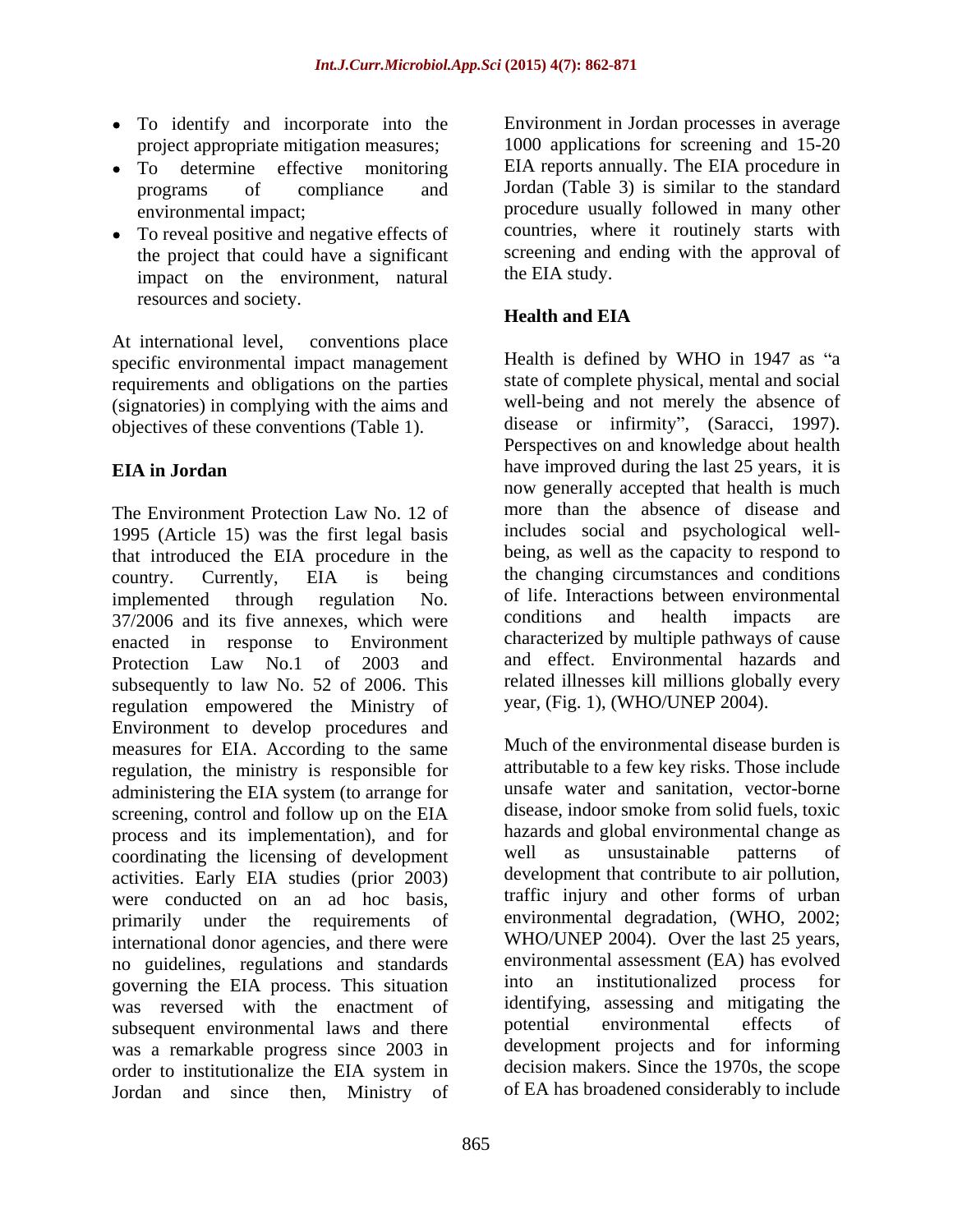- To identify and incorporate into the project appropriate mitigation measures;
- To determine effective monitoring programs of compliance and environmental impact;
- To reveal positive and negative effects of the project that could have a significant impact on the environment, natural resources and society.

At international level, conventions place specific environmental impact management requirements and obligations on the parties (signatories) in complying with the aims and objectives of these conventions (Table 1).

## EIA in Jordan

The Environment Protection Law No. 12 of 1995 (Article 15) was the first legal basis that introduced the EIA procedure in the country. Currently, EIA is being implemented through regulation No. 37/2006 and its five annexes, which were enacted in response to Environment Protection Law No.1 of 2003 and subsequently to law No. 52 of 2006. This regulation empowered the Ministry of Environment to develop procedures and measures for EIA. According to the same regulation, the ministry is responsible for administering the EIA system (to arrange for screening, control and follow up on the EIA process and its implementation), and for coordinating the licensing of development activities. Early EIA studies (prior 2003) were conducted on an ad hoc basis, primarily under the requirements of international donor agencies, and there were no guidelines, regulations and standards governing the EIA process. This situation was reversed with the enactment of subsequent environmental laws and there was a remarkable progress since 2003 in order to institutionalize the EIA system in Jordan and since then, Ministry of Environment in Jordan processes in average 1000 applications for screening and 15-20 EIA reports annually. The EIA procedure in Jordan (Table 3) is similar to the standard procedure usually followed in many other countries, where it routinely starts with screening and ending with the approval of the EIA study.

## Health and EIA

Health is defined by WHO in 1947 as "a state of complete physical, mental and social well-being and not merely the absence of disease or infirmity", (Saracci, 1997). Perspectives on and knowledge about health have improved during the last 25 years, it is now generally accepted that health is much more than the absence of disease and includes social and psychological well-being, as well as the capacity to respond to the changing circumstances and conditions of life. Interactions between environmental conditions and health impacts are characterized by multiple pathways of cause and effect. Environmental hazards and related illnesses kill millions globally every year, (Fig. 1), (WHO/UNEP 2004).

Much of the environmental disease burden is attributable to a few key risks. Those include unsafe water and sanitation, vector-borne disease, indoor smoke from solid fuels, toxic hazards and global environmental change as well as unsustainable patterns of development that contribute to air pollution, traffic injury and other forms of urban environmental degradation, (WHO, 2002; WHO/UNEP 2004). Over the last 25 years, environmental assessment (EA) has evolved into an institutionalized process for identifying, assessing and mitigating the potential environmental effects of development projects and for informing decision makers. Since the 1970s, the scope of EA has broadened considerably to include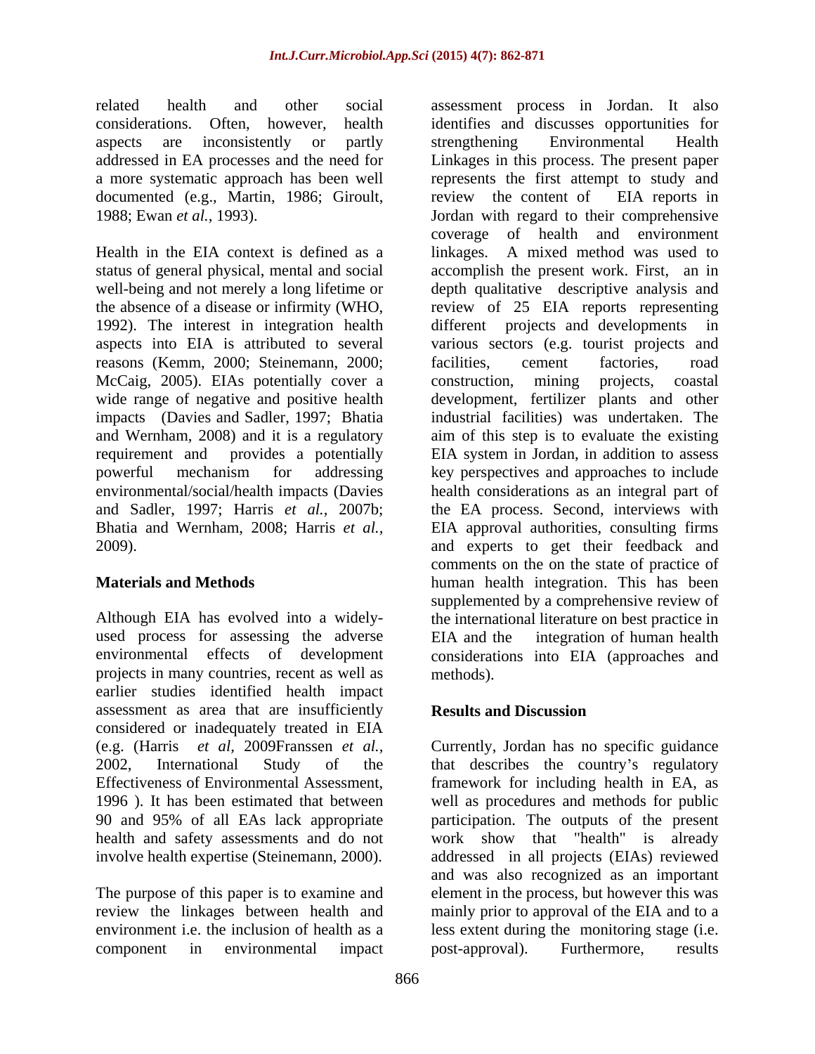related health and other social considerations. Often, however, health aspects are inconsistently or partly addressed in EA processes and the need for a more systematic approach has been well documented (e.g., Martin, 1986; Giroult, 1988; Ewan *et al.,* 1993).

Health in the EIA context is defined as a status of general physical, mental and social well-being and not merely a long lifetime or the absence of a disease or infirmity (WHO, 1992). The interest in integration health aspects into EIA is attributed to several reasons (Kemm, 2000; Steinemann, 2000; McCaig, 2005). EIAs potentially cover a wide range of negative and positive health impacts (Davies and Sadler, 1997; Bhatia and Wernham, 2008) and it is a regulatory requirement and provides a potentially powerful mechanism for addressing environmental/social/health impacts (Davies and Sadler, 1997; Harris *et al.,* 2007b; Bhatia and Wernham, 2008; Harris *et al.,* 2009).

## Materials and Methods

Although EIA has evolved into a widely-used process for assessing the adverse environmental effects of development projects in many countries, recent as well as earlier studies identified health impact assessment as area that are insufficiently considered or inadequately treated in EIA (e.g. (Harris *et al,* 2009Franssen *et al.,* 2002, International Study of the Effectiveness of Environmental Assessment, 1996 ). It has been estimated that between 90 and 95% of all EAs lack appropriate health and safety assessments and do not involve health expertise (Steinemann, 2000).

The purpose of this paper is to examine and review the linkages between health and environment i.e. the inclusion of health as a component in environmental impact assessment process in Jordan. It also identifies and discusses opportunities for strengthening Environmental Health Linkages in this process. The present paper represents the first attempt to study and review the content of EIA reports in Jordan with regard to their comprehensive coverage of health and environment linkages. A mixed method was used to accomplish the present work. First, an in depth qualitative descriptive analysis and review of 25 EIA reports representing different projects and developments in various sectors (e.g. tourist projects and facilities, cement factories, road construction, mining projects, coastal development, fertilizer plants and other industrial facilities) was undertaken. The aim of this step is to evaluate the existing EIA system in Jordan, in addition to assess key perspectives and approaches to include health considerations as an integral part of the EA process. Second, interviews with EIA approval authorities, consulting firms and experts to get their feedback and comments on the on the state of practice of human health integration. This has been supplemented by a comprehensive review of the international literature on best practice in EIA and the integration of human health considerations into EIA (approaches and methods).

## Results and Discussion

Currently, Jordan has no specific guidance that describes the country's regulatory framework for including health in EA, as well as procedures and methods for public participation. The outputs of the present work show that "health" is already addressed in all projects (EIAs) reviewed and was also recognized as an important element in the process, but however this was mainly prior to approval of the EIA and to a less extent during the monitoring stage (i.e. post-approval). Furthermore, results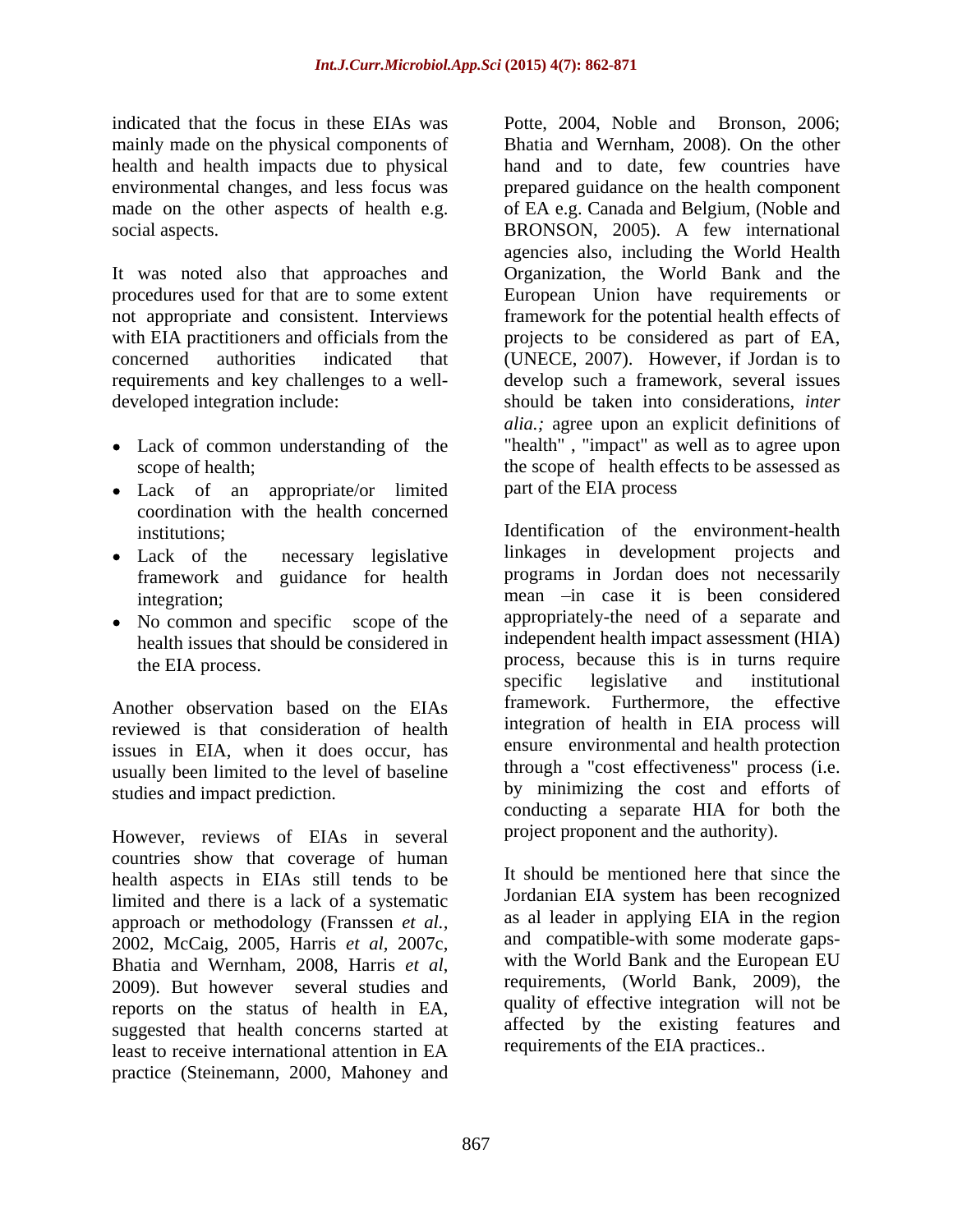indicated that the focus in these EIAs was mainly made on the physical components of health and health impacts due to physical environmental changes, and less focus was made on the other aspects of health e.g. social aspects.

It was noted also that approaches and procedures used for that are to some extent not appropriate and consistent. Interviews with EIA practitioners and officials from the concerned authorities indicated that requirements and key challenges to a well-developed integration include:

- Lack of common understanding of the scope of health;
- Lack of an appropriate/or limited coordination with the health concerned institutions;
- Lack of the necessary legislative framework and guidance for health integration;
- No common and specific scope of the health issues that should be considered in the EIA process.

Another observation based on the EIAs reviewed is that consideration of health issues in EIA, when it does occur, has usually been limited to the level of baseline studies and impact prediction.

However, reviews of EIAs in several countries show that coverage of human health aspects in EIAs still tends to be limited and there is a lack of a systematic approach or methodology (Franssen *et al.*, 2002, McCaig, 2005, Harris *et al*, 2007c, Bhatia and Wernham, 2008, Harris *et al*, 2009). But however several studies and reports on the status of health in EA, suggested that health concerns started at least to receive international attention in EA practice (Steinemann, 2000, Mahoney and Potte, 2004, Noble and Bronson, 2006; Bhatia and Wernham, 2008). On the other hand and to date, few countries have prepared guidance on the health component of EA e.g. Canada and Belgium, (Noble and BRONSON, 2005). A few international agencies also, including the World Health Organization, the World Bank and the European Union have requirements or framework for the potential health effects of projects to be considered as part of EA, (UNECE, 2007). However, if Jordan is to develop such a framework, several issues should be taken into considerations, *inter alia.;* agree upon an explicit definitions of "health" , "impact" as well as to agree upon the scope of health effects to be assessed as part of the EIA process

Identification of the environment-health linkages in development projects and programs in Jordan does not necessarily mean –in case it is been considered appropriately-the need of a separate and independent health impact assessment (HIA) process, because this is in turns require specific legislative and institutional framework. Furthermore, the effective integration of health in EIA process will ensure environmental and health protection through a "cost effectiveness" process (i.e. by minimizing the cost and efforts of conducting a separate HIA for both the project proponent and the authority).

It should be mentioned here that since the Jordanian EIA system has been recognized as al leader in applying EIA in the region and compatible-with some moderate gaps-with the World Bank and the European EU requirements, (World Bank, 2009), the quality of effective integration will not be affected by the existing features and requirements of the EIA practices..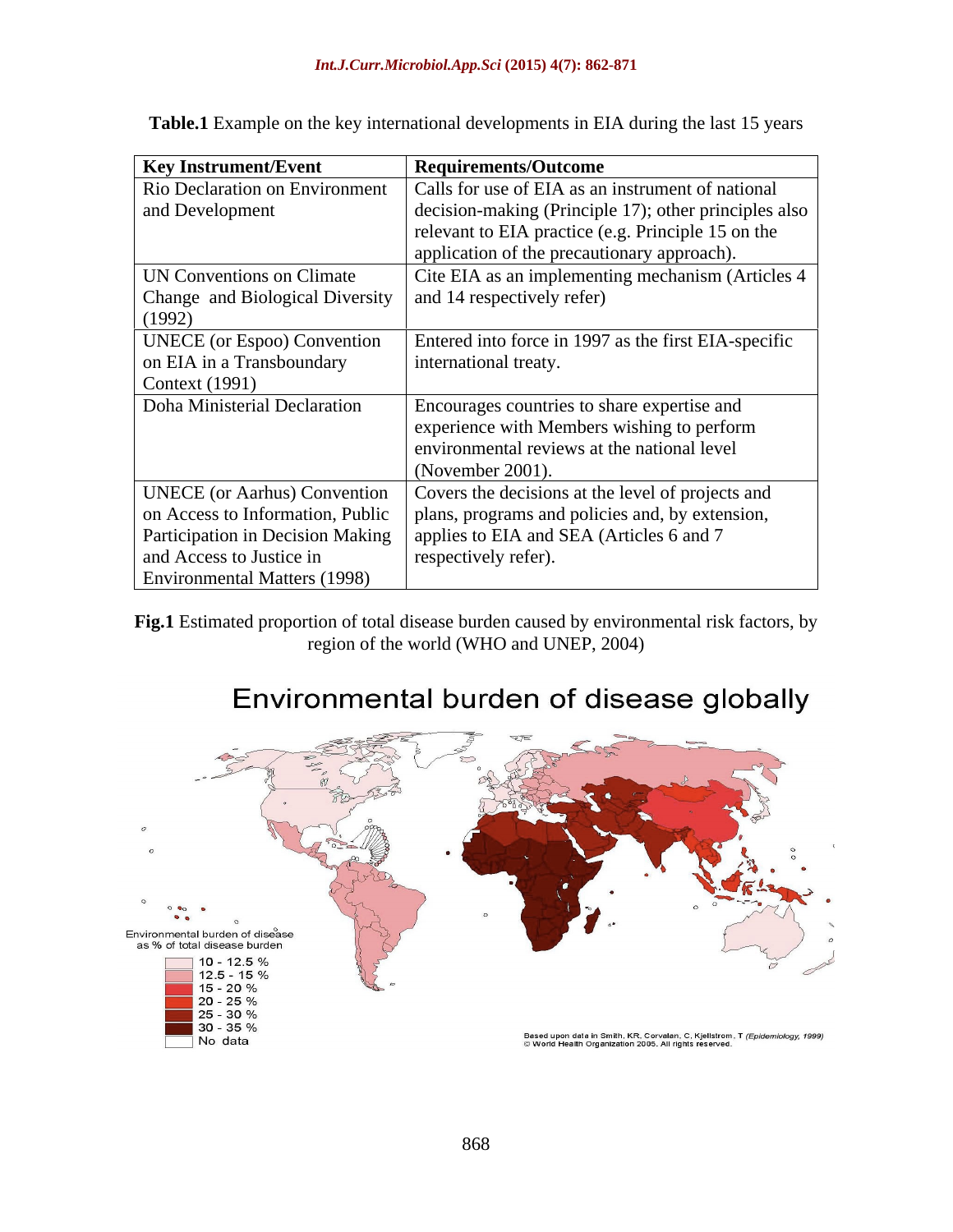**Table.1** Example on the key international developments in EIA during the last 15 years

| Key Instrument/Event | Requirements/Outcome |
|---|---|
| Rio Declaration on Environment and Development | Calls for use of EIA as an instrument of national decision-making (Principle 17); other principles also relevant to EIA practice (e.g. Principle 15 on the application of the precautionary approach). |
| UN Conventions on Climate Change and Biological Diversity (1992) | Cite EIA as an implementing mechanism (Articles 4 and 14 respectively refer) |
| UNECE (or Espoo) Convention on EIA in a Transboundary Context (1991) | Entered into force in 1997 as the first EIA-specific international treaty. |
| Doha Ministerial Declaration | Encourages countries to share expertise and experience with Members wishing to perform environmental reviews at the national level (November 2001). |
| UNECE (or Aarhus) Convention on Access to Information, Public Participation in Decision Making and Access to Justice in Environmental Matters (1998) | Covers the decisions at the level of projects and plans, programs and policies and, by extension, applies to EIA and SEA (Articles 6 and 7 respectively refer). |

**Fig.1** Estimated proportion of total disease burden caused by environmental risk factors, by region of the world (WHO and UNEP, 2004)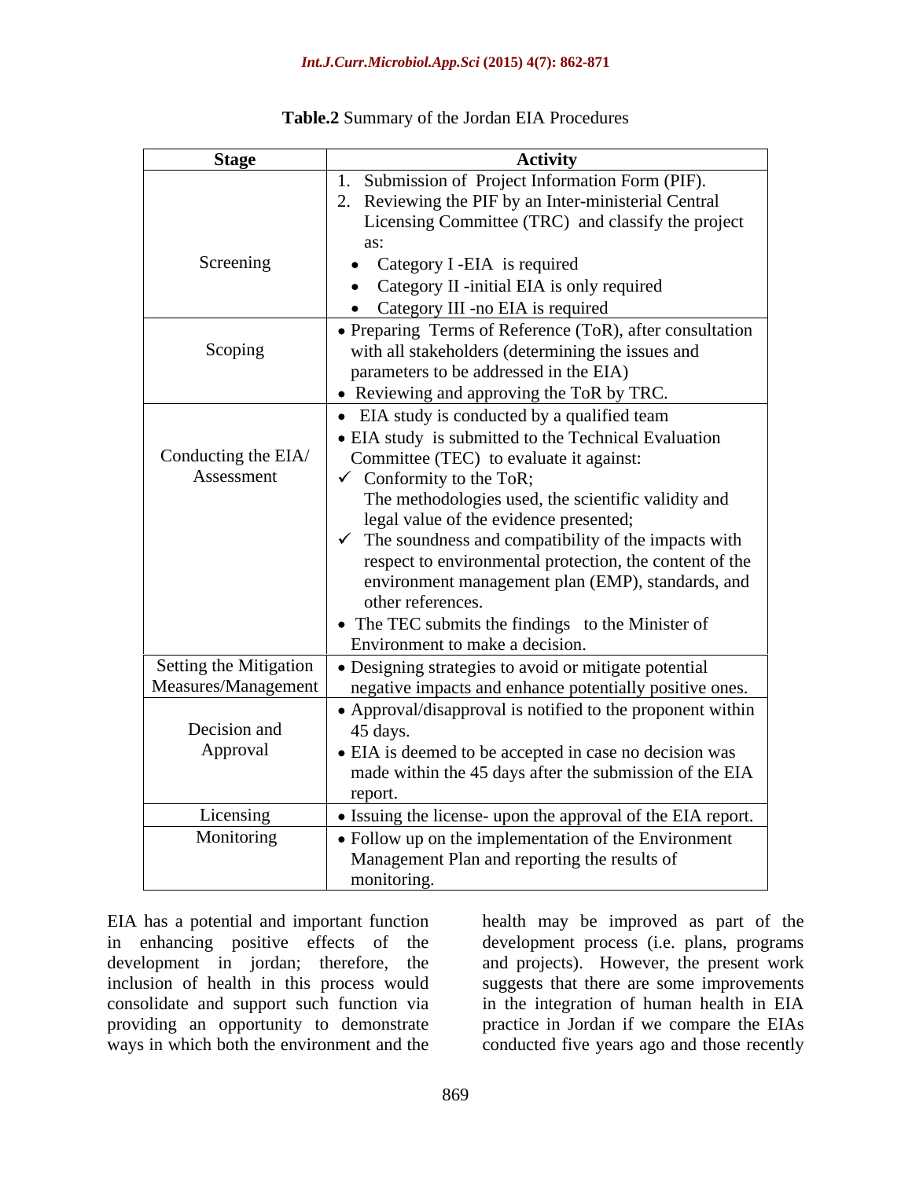**Table.2** Summary of the Jordan EIA Procedures

| Stage | Activity |
|---|---|
| Screening | 1. Submission of Project Information Form (PIF).<br>2. Reviewing the PIF by an Inter-ministerial Central Licensing Committee (TRC) and classify the project as:<br>• Category I -EIA is required<br>• Category II -initial EIA is only required<br>• Category III -no EIA is required |
| Scoping | • Preparing Terms of Reference (ToR), after consultation with all stakeholders (determining the issues and parameters to be addressed in the EIA)<br>• Reviewing and approving the ToR by TRC. |
| Conducting the EIA/ Assessment | • EIA study is conducted by a qualified team<br>• EIA study is submitted to the Technical Evaluation Committee (TEC) to evaluate it against:<br>✓ Conformity to the ToR;<br>The methodologies used, the scientific validity and legal value of the evidence presented;<br>✓ The soundness and compatibility of the impacts with respect to environmental protection, the content of the environment management plan (EMP), standards, and other references.<br>• The TEC submits the findings to the Minister of Environment to make a decision. |
| Setting the Mitigation Measures/Management | • Designing strategies to avoid or mitigate potential negative impacts and enhance potentially positive ones. |
| Decision and Approval | • Approval/disapproval is notified to the proponent within 45 days.<br>• EIA is deemed to be accepted in case no decision was made within the 45 days after the submission of the EIA report. |
| Licensing | • Issuing the license- upon the approval of the EIA report. |
| Monitoring | • Follow up on the implementation of the Environment Management Plan and reporting the results of monitoring. |

EIA has a potential and important function in enhancing positive effects of the development in jordan; therefore, the inclusion of health in this process would consolidate and support such function via providing an opportunity to demonstrate ways in which both the environment and the health may be improved as part of the development process (i.e. plans, programs and projects). However, the present work suggests that there are some improvements in the integration of human health in EIA practice in Jordan if we compare the EIAs conducted five years ago and those recently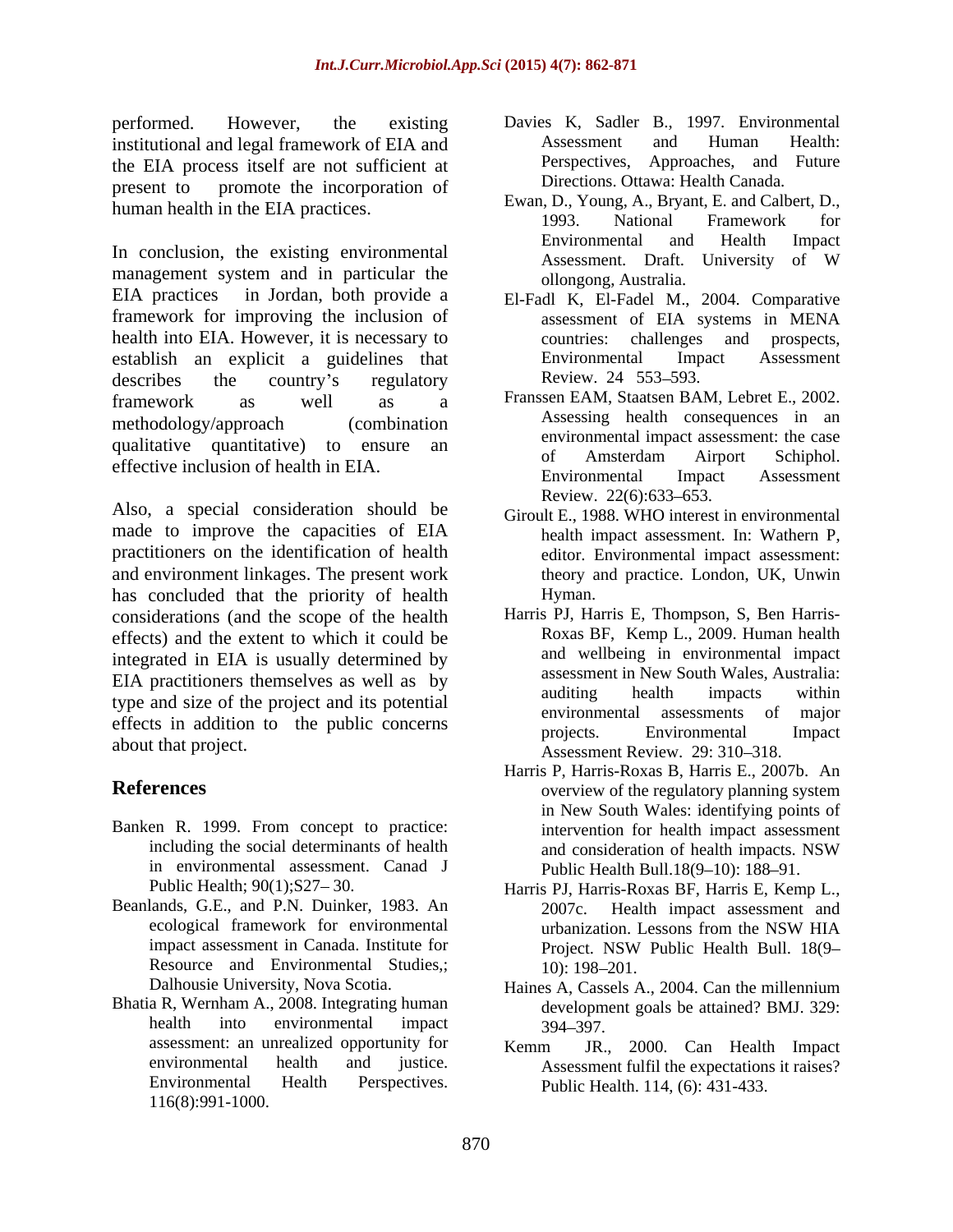performed. However, the existing institutional and legal framework of EIA and the EIA process itself are not sufficient at present to promote the incorporation of human health in the EIA practices.

In conclusion, the existing environmental management system and in particular the EIA practices in Jordan, both provide a framework for improving the inclusion of health into EIA. However, it is necessary to establish an explicit a guidelines that describes the country's regulatory framework as well as a methodology/approach (combination qualitative quantitative) to ensure an effective inclusion of health in EIA.

Also, a special consideration should be made to improve the capacities of EIA practitioners on the identification of health and environment linkages. The present work has concluded that the priority of health considerations (and the scope of the health effects) and the extent to which it could be integrated in EIA is usually determined by EIA practitioners themselves as well as by type and size of the project and its potential effects in addition to the public concerns about that project.

## References

Banken R. 1999. From concept to practice: including the social determinants of health in environmental assessment. Canad J Public Health; 90(1);S27– 30.

Beanlands, G.E., and P.N. Duinker, 1983. An ecological framework for environmental impact assessment in Canada. Institute for Resource and Environmental Studies,; Dalhousie University, Nova Scotia.

Bhatia R, Wernham A., 2008. Integrating human health into environmental impact assessment: an unrealized opportunity for environmental health and justice. Environmental Health Perspectives. 116(8):991-1000.

Davies K, Sadler B., 1997. Environmental Assessment and Human Health: Perspectives, Approaches, and Future Directions. Ottawa: Health Canada.

Ewan, D., Young, A., Bryant, E. and Calbert, D., 1993. National Framework for Environmental and Health Impact Assessment. Draft. University of W ollongong, Australia.

El-Fadl K, El-Fadel M., 2004. Comparative assessment of EIA systems in MENA countries: challenges and prospects, Environmental Impact Assessment Review. 24 553–593.

Franssen EAM, Staatsen BAM, Lebret E., 2002. Assessing health consequences in an environmental impact assessment: the case of Amsterdam Airport Schiphol. Environmental Impact Assessment Review. 22(6):633–653.

Giroult E., 1988. WHO interest in environmental health impact assessment. In: Wathern P, editor. Environmental impact assessment: theory and practice. London, UK, Unwin Hyman.

Harris PJ, Harris E, Thompson, S, Ben Harris-Roxas BF, Kemp L., 2009. Human health and wellbeing in environmental impact assessment in New South Wales, Australia: auditing health impacts within environmental assessments of major projects. Environmental Impact Assessment Review. 29: 310–318.

Harris P, Harris-Roxas B, Harris E., 2007b. An overview of the regulatory planning system in New South Wales: identifying points of intervention for health impact assessment and consideration of health impacts. NSW Public Health Bull.18(9–10): 188–91.

Harris PJ, Harris-Roxas BF, Harris E, Kemp L., 2007c. Health impact assessment and urbanization. Lessons from the NSW HIA Project. NSW Public Health Bull. 18(9–10): 198–201.

Haines A, Cassels A., 2004. Can the millennium development goals be attained? BMJ. 329: 394–397.

Kemm JR., 2000. Can Health Impact Assessment fulfil the expectations it raises? Public Health. 114, (6): 431-433.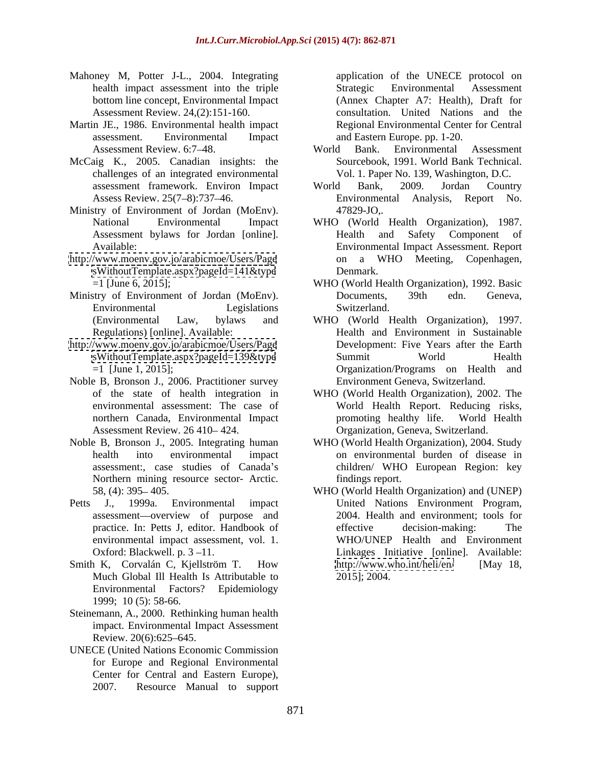Mahoney M, Potter J-L., 2004. Integrating health impact assessment into the triple bottom line concept, Environmental Impact Assessment Review. 24,(2):151-160.

Martin JE., 1986. Environmental health impact assessment. Environmental Impact Assessment Review. 6:7–48.

McCaig K., 2005. Canadian insights: the challenges of an integrated environmental assessment framework. Environ Impact Assess Review. 25(7–8):737–46.

Ministry of Environment of Jordan (MoEnv). National Environmental Impact Assessment bylaws for Jordan [online]. Available: http://www.moenv.gov.jo/arabicmoe/Users/PagesWithoutTemplate.aspx?pageId=141&type=1 [June 6, 2015];

Ministry of Environment of Jordan (MoEnv). Environmental Legislations (Environmental Law, bylaws and Regulations) [online]. Available: http://www.moenv.gov.jo/arabicmoe/Users/PagesWithoutTemplate.aspx?pageId=139&type=1 [June 1, 2015];

Noble B, Bronson J., 2006. Practitioner survey of the state of health integration in environmental assessment: The case of northern Canada, Environmental Impact Assessment Review. 26 410– 424.

Noble B, Bronson J., 2005. Integrating human health into environmental impact assessment:, case studies of Canada's Northern mining resource sector- Arctic. 58, (4): 395– 405.

Petts J., 1999a. Environmental impact assessment—overview of purpose and practice. In: Petts J, editor. Handbook of environmental impact assessment, vol. 1. Oxford: Blackwell. p. 3 –11.

Smith K, Corvalán C, Kjellström T. How Much Global Ill Health Is Attributable to Environmental Factors? Epidemiology 1999; 10 (5): 58-66.

Steinemann, A., 2000. Rethinking human health impact. Environmental Impact Assessment Review. 20(6):625–645.

UNECE (United Nations Economic Commission for Europe and Regional Environmental Center for Central and Eastern Europe), 2007. Resource Manual to support application of the UNECE protocol on Strategic Environmental Assessment (Annex Chapter A7: Health), Draft for consultation. United Nations and the Regional Environmental Center for Central and Eastern Europe. pp. 1-20.

World Bank. Environmental Assessment Sourcebook, 1991. World Bank Technical. Vol. 1. Paper No. 139, Washington, D.C.

World Bank, 2009. Jordan Country Environmental Analysis, Report No. 47829-JO,.

WHO (World Health Organization), 1987. Health and Safety Component of Environmental Impact Assessment. Report on a WHO Meeting, Copenhagen, Denmark.

WHO (World Health Organization), 1992. Basic Documents, 39th edn. Geneva, Switzerland.

WHO (World Health Organization), 1997. Health and Environment in Sustainable Development: Five Years after the Earth Summit World Health Organization/Programs on Health and Environment Geneva, Switzerland.

WHO (World Health Organization), 2002. The World Health Report. Reducing risks, promoting healthy life. World Health Organization, Geneva, Switzerland.

WHO (World Health Organization), 2004. Study on environmental burden of disease in children/ WHO European Region: key findings report.

WHO (World Health Organization) and (UNEP) United Nations Environment Program, 2004. Health and environment; tools for effective decision-making: The WHO/UNEP Health and Environment Linkages Initiative [online]. Available: http://www.who.int/heli/en/ [May 18, 2015]; 2004.